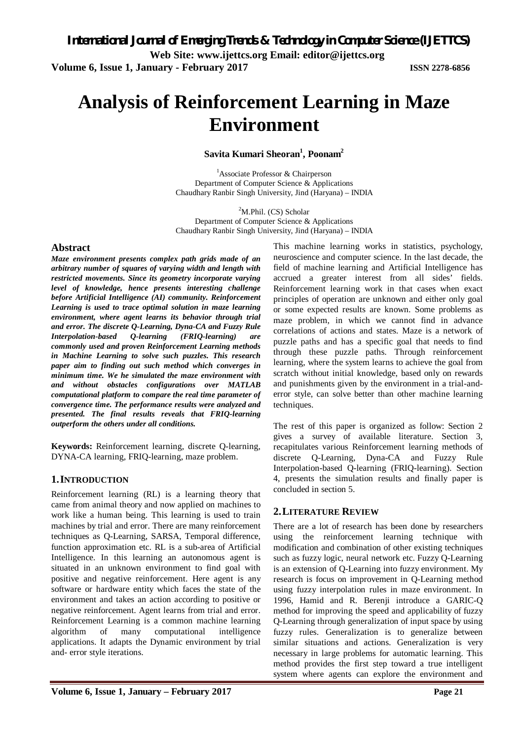# Analysis of Reinforcement Learning in Maze Environment

**Savita Kumari Sheoran[1], Poonam[2]**

[1]Associate Professor & Chairperson
Department of Computer Science & Applications
Chaudhary Ranbir Singh University, Jind (Haryana) – INDIA

[2]M.Phil. (CS) Scholar
Department of Computer Science & Applications
Chaudhary Ranbir Singh University, Jind (Haryana) – INDIA

## Abstract

***Maze environment presents complex path grids made of an arbitrary number of squares of varying width and length with restricted movements. Since its geometry incorporate varying level of knowledge, hence presents interesting challenge before Artificial Intelligence (AI) community. Reinforcement Learning is used to trace optimal solution in maze learning environment, where agent learns its behavior through trial and error. The discrete Q-Learning, Dyna-CA and Fuzzy Rule Interpolation-based Q-learning (FRIQ-learning) are commonly used and proven Reinforcement Learning methods in Machine Learning to solve such puzzles. This research paper aim to finding out such method which converges in minimum time. We he simulated the maze environment with and without obstacles configurations over MATLAB computational platform to compare the real time parameter of convergence time. The performance results were analyzed and presented. The final results reveals that FRIQ-learning outperform the others under all conditions.***

**Keywords:** Reinforcement learning, discrete Q-learning, DYNA-CA learning, FRIQ-learning, maze problem.

## 1. INTRODUCTION

Reinforcement learning (RL) is a learning theory that came from animal theory and now applied on machines to work like a human being. This learning is used to train machines by trial and error. There are many reinforcement techniques as Q-Learning, SARSA, Temporal difference, function approximation etc. RL is a sub-area of Artificial Intelligence. In this learning an autonomous agent is situated in an unknown environment to find goal with positive and negative reinforcement. Here agent is any software or hardware entity which faces the state of the environment and takes an action according to positive or negative reinforcement. Agent learns from trial and error. Reinforcement Learning is a common machine learning algorithm of many computational intelligence applications. It adapts the Dynamic environment by trial and- error style iterations.

This machine learning works in statistics, psychology, neuroscience and computer science. In the last decade, the field of machine learning and Artificial Intelligence has accrued a greater interest from all sides' fields. Reinforcement learning work in that cases when exact principles of operation are unknown and either only goal or some expected results are known. Some problems as maze problem, in which we cannot find in advance correlations of actions and states. Maze is a network of puzzle paths and has a specific goal that needs to find through these puzzle paths. Through reinforcement learning, where the system learns to achieve the goal from scratch without initial knowledge, based only on rewards and punishments given by the environment in a trial-and-error style, can solve better than other machine learning techniques.

The rest of this paper is organized as follow: Section 2 gives a survey of available literature. Section 3, recapitulates various Reinforcement learning methods of discrete Q-Learning, Dyna-CA and Fuzzy Rule Interpolation-based Q-learning (FRIQ-learning). Section 4, presents the simulation results and finally paper is concluded in section 5.

## 2. LITERATURE REVIEW

There are a lot of research has been done by researchers using the reinforcement learning technique with modification and combination of other existing techniques such as fuzzy logic, neural network etc. Fuzzy Q-Learning is an extension of Q-Learning into fuzzy environment. My research is focus on improvement in Q-Learning method using fuzzy interpolation rules in maze environment. In 1996, Hamid and R. Berenji introduce a GARIC-Q method for improving the speed and applicability of fuzzy Q-Learning through generalization of input space by using fuzzy rules. Generalization is to generalize between similar situations and actions. Generalization is very necessary in large problems for automatic learning. This method provides the first step toward a true intelligent system where agents can explore the environment and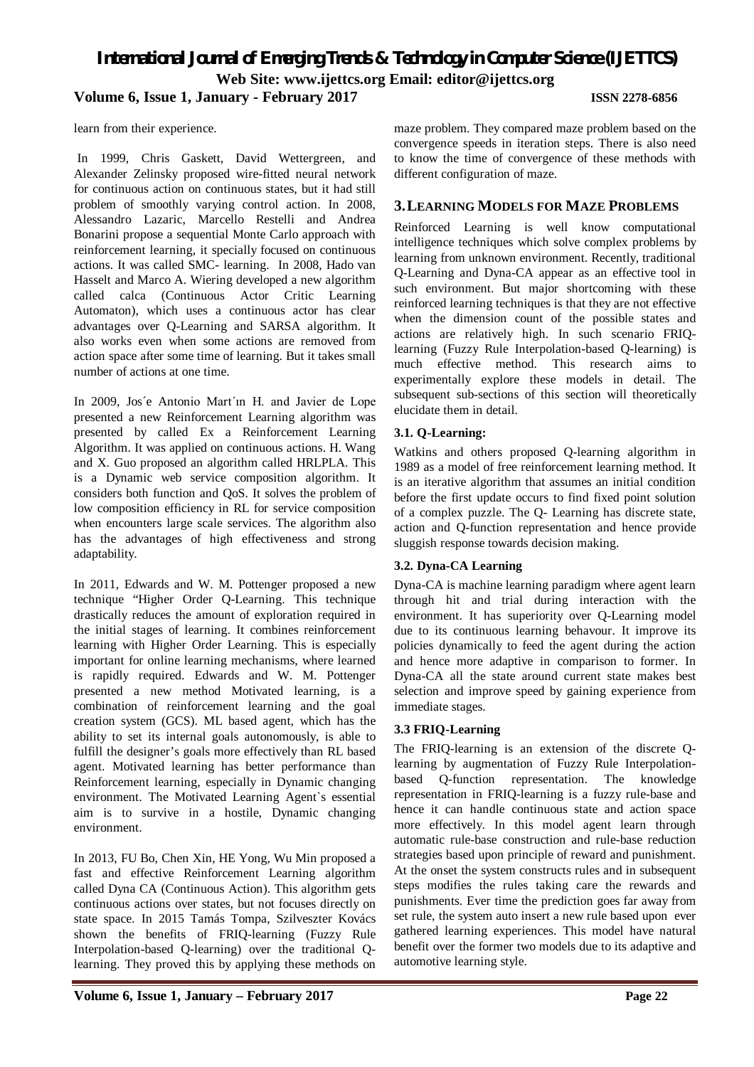learn from their experience.

In 1999, Chris Gaskett, David Wettergreen, and Alexander Zelinsky proposed wire-fitted neural network for continuous action on continuous states, but it had still problem of smoothly varying control action. In 2008, Alessandro Lazaric, Marcello Restelli and Andrea Bonarini propose a sequential Monte Carlo approach with reinforcement learning, it specially focused on continuous actions. It was called SMC- learning. In 2008, Hado van Hasselt and Marco A. Wiering developed a new algorithm called calca (Continuous Actor Critic Learning Automaton), which uses a continuous actor has clear advantages over Q-Learning and SARSA algorithm. It also works even when some actions are removed from action space after some time of learning. But it takes small number of actions at one time.

In 2009, Jos´e Antonio Mart´ın H. and Javier de Lope presented a new Reinforcement Learning algorithm was presented by called Ex a Reinforcement Learning Algorithm. It was applied on continuous actions. H. Wang and X. Guo proposed an algorithm called HRLPLA. This is a Dynamic web service composition algorithm. It considers both function and QoS. It solves the problem of low composition efficiency in RL for service composition when encounters large scale services. The algorithm also has the advantages of high effectiveness and strong adaptability.

In 2011, Edwards and W. M. Pottenger proposed a new technique "Higher Order Q-Learning. This technique drastically reduces the amount of exploration required in the initial stages of learning. It combines reinforcement learning with Higher Order Learning. This is especially important for online learning mechanisms, where learned is rapidly required. Edwards and W. M. Pottenger presented a new method Motivated learning, is a combination of reinforcement learning and the goal creation system (GCS). ML based agent, which has the ability to set its internal goals autonomously, is able to fulfill the designer's goals more effectively than RL based agent. Motivated learning has better performance than Reinforcement learning, especially in Dynamic changing environment. The Motivated Learning Agent`s essential aim is to survive in a hostile, Dynamic changing environment.

In 2013, FU Bo, Chen Xin, HE Yong, Wu Min proposed a fast and effective Reinforcement Learning algorithm called Dyna CA (Continuous Action). This algorithm gets continuous actions over states, but not focuses directly on state space. In 2015 Tamás Tompa, Szilveszter Kovács shown the benefits of FRIQ-learning (Fuzzy Rule Interpolation-based Q-learning) over the traditional Q-learning. They proved this by applying these methods on maze problem. They compared maze problem based on the convergence speeds in iteration steps. There is also need to know the time of convergence of these methods with different configuration of maze.

## 3. LEARNING MODELS FOR MAZE PROBLEMS

Reinforced Learning is well know computational intelligence techniques which solve complex problems by learning from unknown environment. Recently, traditional Q-Learning and Dyna-CA appear as an effective tool in such environment. But major shortcoming with these reinforced learning techniques is that they are not effective when the dimension count of the possible states and actions are relatively high. In such scenario FRIQ-learning (Fuzzy Rule Interpolation-based Q-learning) is much effective method. This research aims to experimentally explore these models in detail. The subsequent sub-sections of this section will theoretically elucidate them in detail.

### 3.1. Q-Learning:

Watkins and others proposed Q-learning algorithm in 1989 as a model of free reinforcement learning method. It is an iterative algorithm that assumes an initial condition before the first update occurs to find fixed point solution of a complex puzzle. The Q- Learning has discrete state, action and Q-function representation and hence provide sluggish response towards decision making.

### 3.2. Dyna-CA Learning

Dyna-CA is machine learning paradigm where agent learn through hit and trial during interaction with the environment. It has superiority over Q-Learning model due to its continuous learning behavour. It improve its policies dynamically to feed the agent during the action and hence more adaptive in comparison to former. In Dyna-CA all the state around current state makes best selection and improve speed by gaining experience from immediate stages.

### 3.3 FRIQ-Learning

The FRIQ-learning is an extension of the discrete Q-learning by augmentation of Fuzzy Rule Interpolation-based Q-function representation. The knowledge representation in FRIQ-learning is a fuzzy rule-base and hence it can handle continuous state and action space more effectively. In this model agent learn through automatic rule-base construction and rule-base reduction strategies based upon principle of reward and punishment. At the onset the system constructs rules and in subsequent steps modifies the rules taking care the rewards and punishments. Ever time the prediction goes far away from set rule, the system auto insert a new rule based upon ever gathered learning experiences. This model have natural benefit over the former two models due to its adaptive and automotive learning style.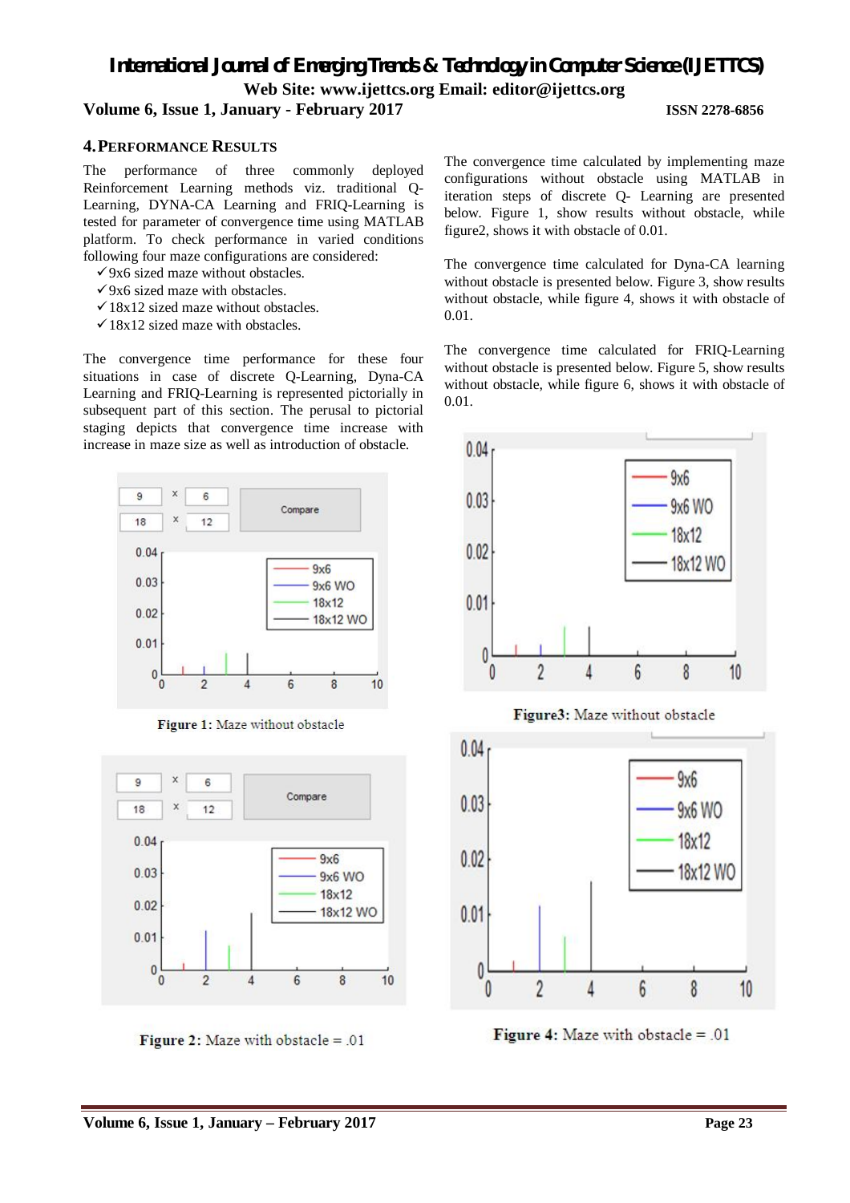## 4. Performance Results

The performance of three commonly deployed Reinforcement Learning methods viz. traditional Q-Learning, DYNA-CA Learning and FRIQ-Learning is tested for parameter of convergence time using MATLAB platform. To check performance in varied conditions following four maze configurations are considered:

- ✓ 9x6 sized maze without obstacles.
- ✓ 9x6 sized maze with obstacles.
- ✓ 18x12 sized maze without obstacles.
- ✓ 18x12 sized maze with obstacles.

The convergence time performance for these four situations in case of discrete Q-Learning, Dyna-CA Learning and FRIQ-Learning is represented pictorially in subsequent part of this section. The perusal to pictorial staging depicts that convergence time increase with increase in maze size as well as introduction of obstacle.

**Figure 1:** Maze without obstacle

**Figure 2:** Maze with obstacle = .01

The convergence time calculated by implementing maze configurations without obstacle using MATLAB in iteration steps of discrete Q- Learning are presented below. Figure 1, show results without obstacle, while figure2, shows it with obstacle of 0.01.

The convergence time calculated for Dyna-CA learning without obstacle is presented below. Figure 3, show results without obstacle, while figure 4, shows it with obstacle of 0.01.

The convergence time calculated for FRIQ-Learning without obstacle is presented below. Figure 5, show results without obstacle, while figure 6, shows it with obstacle of 0.01.

**Figure3:** Maze without obstacle

**Figure 4:** Maze with obstacle = .01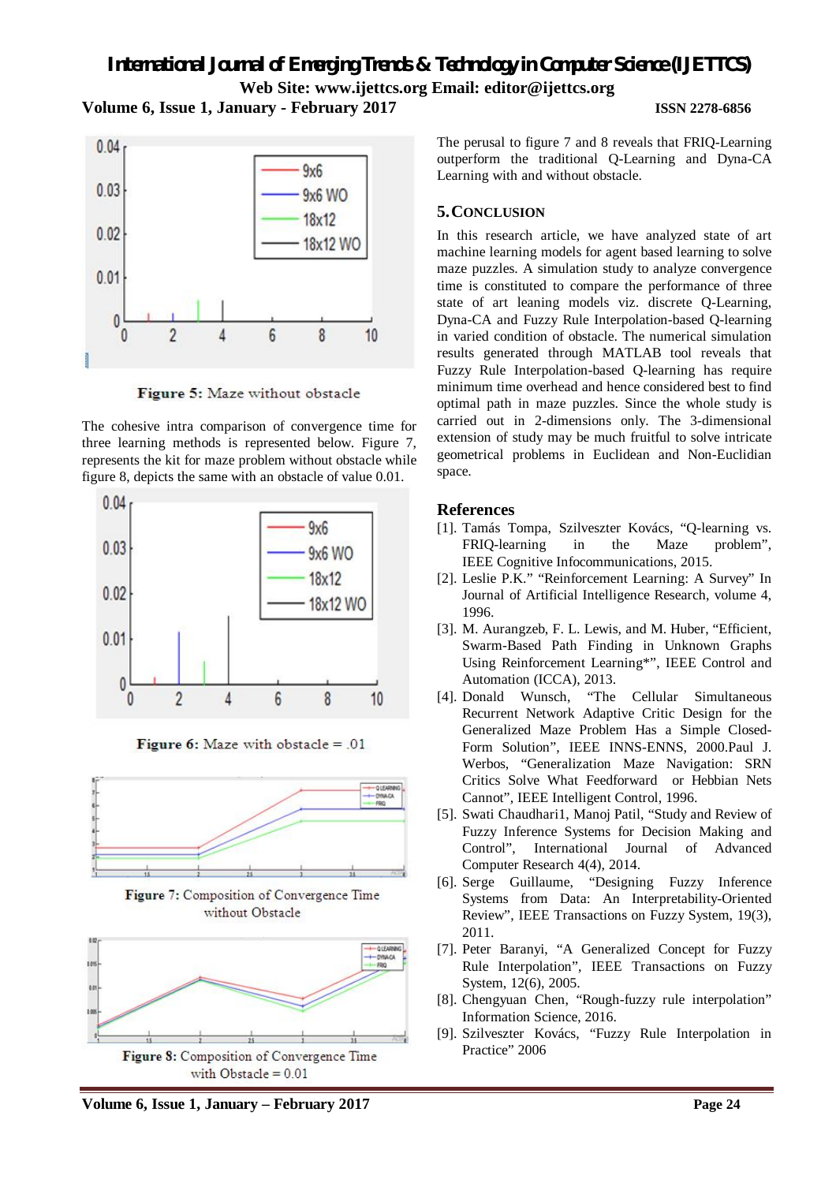Figure 5: Maze without obstacle

The cohesive intra comparison of convergence time for three learning methods is represented below. Figure 7, represents the kit for maze problem without obstacle while figure 8, depicts the same with an obstacle of value 0.01.

Figure 6: Maze with obstacle = .01

Figure 7: Composition of Convergence Time without Obstacle

Figure 8: Composition of Convergence Time with Obstacle = 0.01

The perusal to figure 7 and 8 reveals that FRIQ-Learning outperform the traditional Q-Learning and Dyna-CA Learning with and without obstacle.

## 5. Conclusion

In this research article, we have analyzed state of art machine learning models for agent based learning to solve maze puzzles. A simulation study to analyze convergence time is constituted to compare the performance of three state of art leaning models viz. discrete Q-Learning, Dyna-CA and Fuzzy Rule Interpolation-based Q-learning in varied condition of obstacle. The numerical simulation results generated through MATLAB tool reveals that Fuzzy Rule Interpolation-based Q-learning has require minimum time overhead and hence considered best to find optimal path in maze puzzles. Since the whole study is carried out in 2-dimensions only. The 3-dimensional extension of study may be much fruitful to solve intricate geometrical problems in Euclidean and Non-Euclidian space.

## References

[1]. Tamás Tompa, Szilveszter Kovács, "Q-learning vs. FRIQ-learning in the Maze problem", IEEE Cognitive Infocommunications, 2015.

[2]. Leslie P.K." "Reinforcement Learning: A Survey" In Journal of Artificial Intelligence Research, volume 4, 1996.

[3]. M. Aurangzeb, F. L. Lewis, and M. Huber, "Efficient, Swarm-Based Path Finding in Unknown Graphs Using Reinforcement Learning*", IEEE Control and Automation (ICCA), 2013.

[4]. Donald Wunsch, "The Cellular Simultaneous Recurrent Network Adaptive Critic Design for the Generalized Maze Problem Has a Simple Closed-Form Solution", IEEE INNS-ENNS, 2000.Paul J. Werbos, "Generalization Maze Navigation: SRN Critics Solve What Feedforward or Hebbian Nets Cannot", IEEE Intelligent Control, 1996.

[5]. Swati Chaudhari1, Manoj Patil, "Study and Review of Fuzzy Inference Systems for Decision Making and Control", International Journal of Advanced Computer Research 4(4), 2014.

[6]. Serge Guillaume, "Designing Fuzzy Inference Systems from Data: An Interpretability-Oriented Review", IEEE Transactions on Fuzzy System, 19(3), 2011.

[7]. Peter Baranyi, "A Generalized Concept for Fuzzy Rule Interpolation", IEEE Transactions on Fuzzy System, 12(6), 2005.

[8]. Chengyuan Chen, "Rough-fuzzy rule interpolation" Information Science, 2016.

[9]. Szilveszter Kovács, "Fuzzy Rule Interpolation in Practice" 2006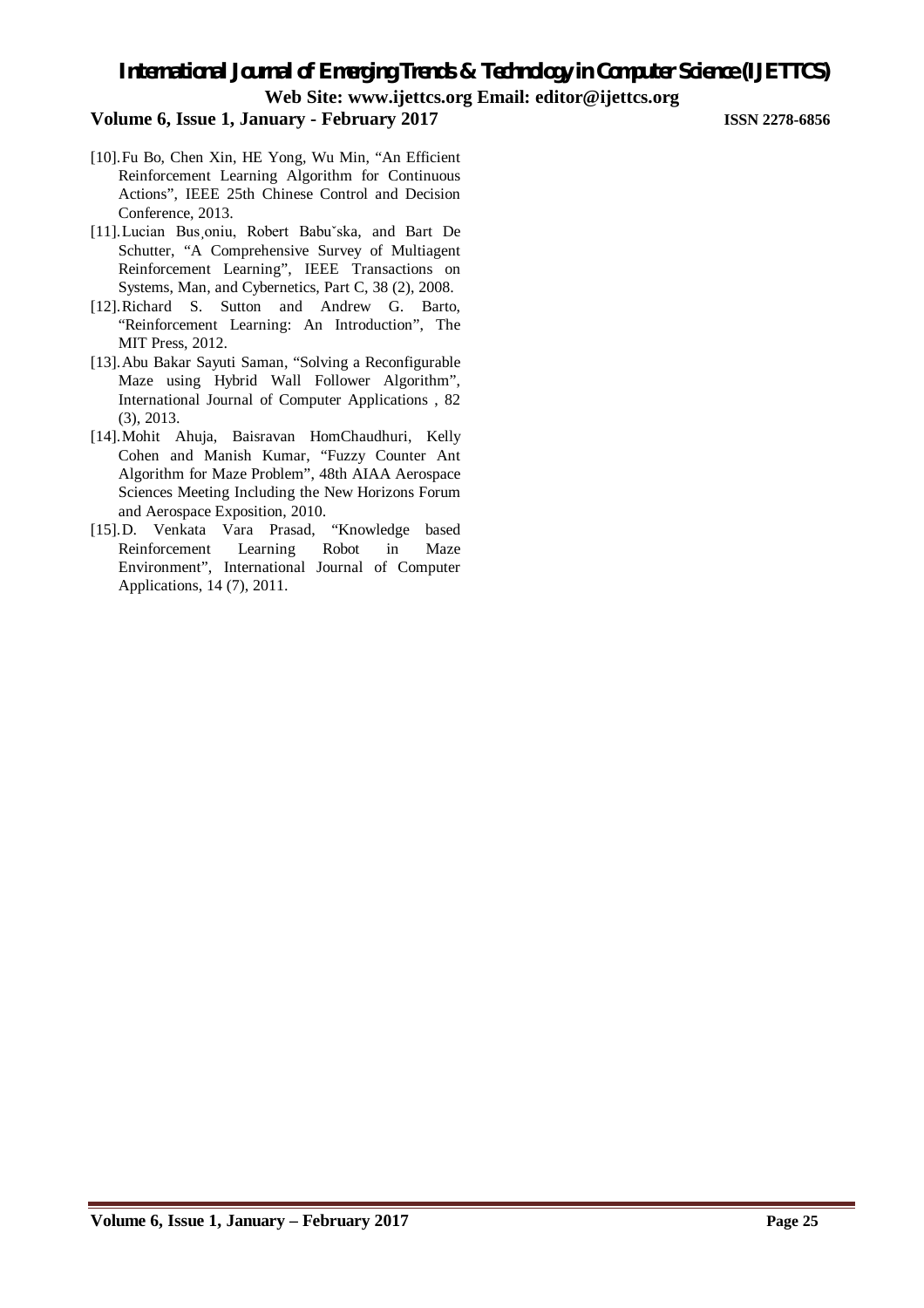[10]. Fu Bo, Chen Xin, HE Yong, Wu Min, "An Efficient Reinforcement Learning Algorithm for Continuous Actions", IEEE 25th Chinese Control and Decision Conference, 2013.

[11]. Lucian Bus¸oniu, Robert Babuˇska, and Bart De Schutter, "A Comprehensive Survey of Multiagent Reinforcement Learning", IEEE Transactions on Systems, Man, and Cybernetics, Part C, 38 (2), 2008.

[12]. Richard S. Sutton and Andrew G. Barto, "Reinforcement Learning: An Introduction", The MIT Press, 2012.

[13]. Abu Bakar Sayuti Saman, "Solving a Reconfigurable Maze using Hybrid Wall Follower Algorithm", International Journal of Computer Applications , 82 (3), 2013.

[14]. Mohit Ahuja, Baisravan HomChaudhuri, Kelly Cohen and Manish Kumar, "Fuzzy Counter Ant Algorithm for Maze Problem", 48th AIAA Aerospace Sciences Meeting Including the New Horizons Forum and Aerospace Exposition, 2010.

[15]. D. Venkata Vara Prasad, "Knowledge based Reinforcement Learning Robot in Maze Environment", International Journal of Computer Applications, 14 (7), 2011.